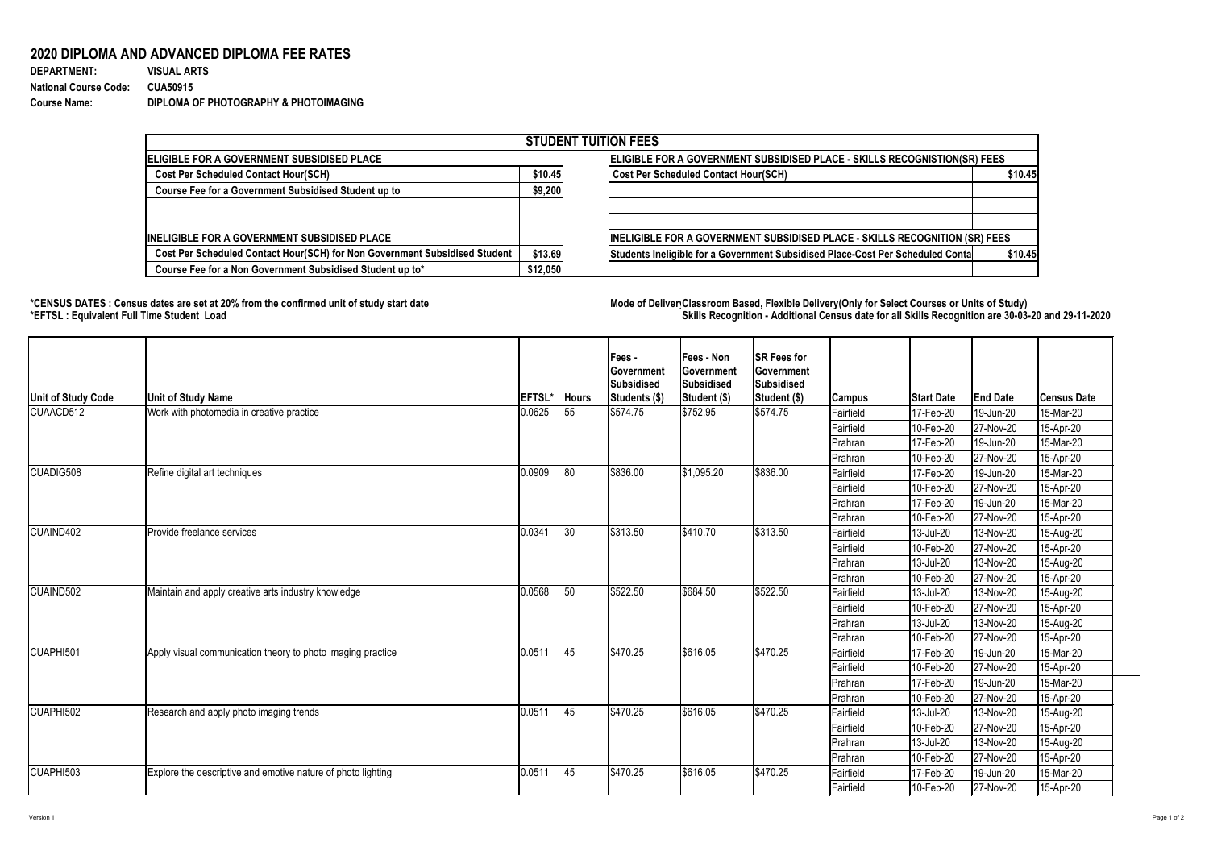## 2020 DIPLOMA AND ADVANCED DIPLOMA FEE RATES

**DEPARTMENT:** VISUAL ARTS
**National Course Code:** CUA50915
**Course Name:** DIPLOMA OF PHOTOGRAPHY & PHOTOIMAGING

| STUDENT TUITION FEES | | | |
|---|---|---|---|
| **ELIGIBLE FOR A GOVERNMENT SUBSIDISED PLACE** | | **ELIGIBLE FOR A GOVERNMENT SUBSIDISED PLACE - SKILLS RECOGNISTION(SR) FEES** | |
| Cost Per Scheduled Contact Hour(SCH) | $10.45 | Cost Per Scheduled Contact Hour(SCH) | $10.45 |
| Course Fee for a Government Subsidised Student up to | $9,200 | | |
| | | | |
| | | | |
| **INELIGIBLE FOR A GOVERNMENT SUBSIDISED PLACE** | | **INELIGIBLE FOR A GOVERNMENT SUBSIDISED PLACE - SKILLS RECOGNITION (SR) FEES** | |
| Cost Per Scheduled Contact Hour(SCH) for Non Government Subsidised Student | $13.69 | Students Ineligible for a Government Subsidised Place-Cost Per Scheduled Conta | $10.45 |
| Course Fee for a Non Government Subsidised Student up to* | $12,050 | | |

**\*CENSUS DATES : Census dates are set at 20% from the confirmed unit of study start date**
**\*EFTSL : Equivalent Full Time Student Load**

**Mode of Deliver Classroom Based, Flexible Delivery(Only for Select Courses or Units of Study)**
**Skills Recognition - Additional Census date for all Skills Recognition are 30-03-20 and 29-11-2020**

| Unit of Study Code | Unit of Study Name | EFTSL* | Hours | Fees - Government Subsidised Students ($) | Fees - Non Government Subsidised Student ($) | SR Fees for Government Subsidised Student ($) | Campus | Start Date | End Date | Census Date |
|---|---|---|---|---|---|---|---|---|---|---|
| CUAACD512 | Work with photomedia in creative practice | 0.0625 | 55 | $574.75 | $752.95 | $574.75 | Fairfield | 17-Feb-20 | 19-Jun-20 | 15-Mar-20 |
| | | | | | | | Fairfield | 10-Feb-20 | 27-Nov-20 | 15-Apr-20 |
| | | | | | | | Prahran | 17-Feb-20 | 19-Jun-20 | 15-Mar-20 |
| | | | | | | | Prahran | 10-Feb-20 | 27-Nov-20 | 15-Apr-20 |
| CUADIG508 | Refine digital art techniques | 0.0909 | 80 | $836.00 | $1,095.20 | $836.00 | Fairfield | 17-Feb-20 | 19-Jun-20 | 15-Mar-20 |
| | | | | | | | Fairfield | 10-Feb-20 | 27-Nov-20 | 15-Apr-20 |
| | | | | | | | Prahran | 17-Feb-20 | 19-Jun-20 | 15-Mar-20 |
| | | | | | | | Prahran | 10-Feb-20 | 27-Nov-20 | 15-Apr-20 |
| CUAIND402 | Provide freelance services | 0.0341 | 30 | $313.50 | $410.70 | $313.50 | Fairfield | 13-Jul-20 | 13-Nov-20 | 15-Aug-20 |
| | | | | | | | Fairfield | 10-Feb-20 | 27-Nov-20 | 15-Apr-20 |
| | | | | | | | Prahran | 13-Jul-20 | 13-Nov-20 | 15-Aug-20 |
| | | | | | | | Prahran | 10-Feb-20 | 27-Nov-20 | 15-Apr-20 |
| CUAIND502 | Maintain and apply creative arts industry knowledge | 0.0568 | 50 | $522.50 | $684.50 | $522.50 | Fairfield | 13-Jul-20 | 13-Nov-20 | 15-Aug-20 |
| | | | | | | | Fairfield | 10-Feb-20 | 27-Nov-20 | 15-Apr-20 |
| | | | | | | | Prahran | 13-Jul-20 | 13-Nov-20 | 15-Aug-20 |
| | | | | | | | Prahran | 10-Feb-20 | 27-Nov-20 | 15-Apr-20 |
| CUAPHI501 | Apply visual communication theory to photo imaging practice | 0.0511 | 45 | $470.25 | $616.05 | $470.25 | Fairfield | 17-Feb-20 | 19-Jun-20 | 15-Mar-20 |
| | | | | | | | Fairfield | 10-Feb-20 | 27-Nov-20 | 15-Apr-20 |
| | | | | | | | Prahran | 17-Feb-20 | 19-Jun-20 | 15-Mar-20 |
| | | | | | | | Prahran | 10-Feb-20 | 27-Nov-20 | 15-Apr-20 |
| CUAPHI502 | Research and apply photo imaging trends | 0.0511 | 45 | $470.25 | $616.05 | $470.25 | Fairfield | 13-Jul-20 | 13-Nov-20 | 15-Aug-20 |
| | | | | | | | Fairfield | 10-Feb-20 | 27-Nov-20 | 15-Apr-20 |
| | | | | | | | Prahran | 13-Jul-20 | 13-Nov-20 | 15-Aug-20 |
| | | | | | | | Prahran | 10-Feb-20 | 27-Nov-20 | 15-Apr-20 |
| CUAPHI503 | Explore the descriptive and emotive nature of photo lighting | 0.0511 | 45 | $470.25 | $616.05 | $470.25 | Fairfield | 17-Feb-20 | 19-Jun-20 | 15-Mar-20 |
| | | | | | | | Fairfield | 10-Feb-20 | 27-Nov-20 | 15-Apr-20 |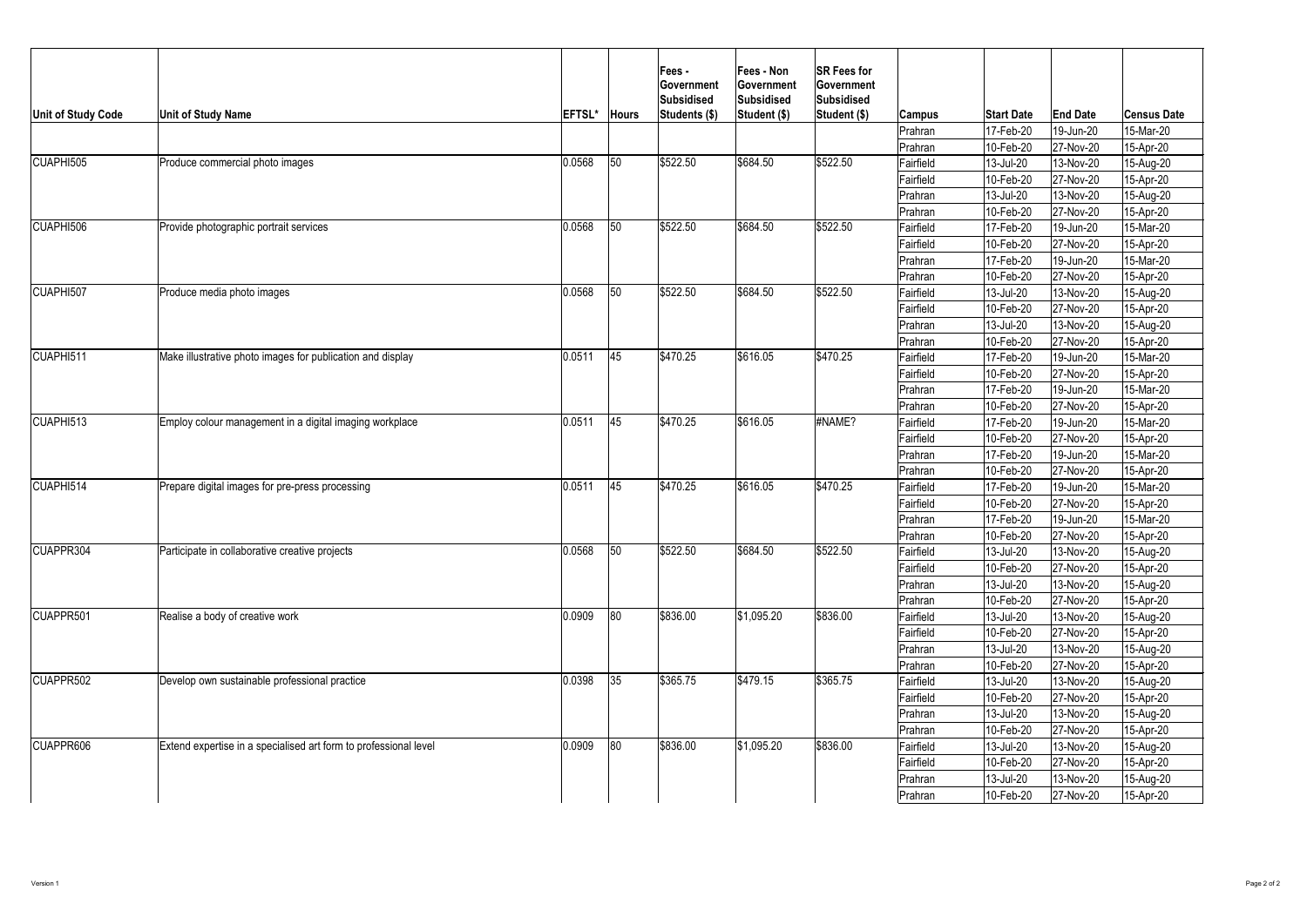| Unit of Study Code | Unit of Study Name | EFTSL* | Hours | Fees - Government Subsidised Students ($) | Fees - Non Government Subsidised Student ($) | SR Fees for Government Subsidised Student ($) | Campus | Start Date | End Date | Census Date |
|---|---|---|---|---|---|---|---|---|---|---|
| | | | | | | | Prahran | 17-Feb-20 | 19-Jun-20 | 15-Mar-20 |
| | | | | | | | Prahran | 10-Feb-20 | 27-Nov-20 | 15-Apr-20 |
| CUAPHI505 | Produce commercial photo images | 0.0568 | 50 | $522.50 | $684.50 | $522.50 | Fairfield | 13-Jul-20 | 13-Nov-20 | 15-Aug-20 |
| | | | | | | | Fairfield | 10-Feb-20 | 27-Nov-20 | 15-Apr-20 |
| | | | | | | | Prahran | 13-Jul-20 | 13-Nov-20 | 15-Aug-20 |
| | | | | | | | Prahran | 10-Feb-20 | 27-Nov-20 | 15-Apr-20 |
| CUAPHI506 | Provide photographic portrait services | 0.0568 | 50 | $522.50 | $684.50 | $522.50 | Fairfield | 17-Feb-20 | 19-Jun-20 | 15-Mar-20 |
| | | | | | | | Fairfield | 10-Feb-20 | 27-Nov-20 | 15-Apr-20 |
| | | | | | | | Prahran | 17-Feb-20 | 19-Jun-20 | 15-Mar-20 |
| | | | | | | | Prahran | 10-Feb-20 | 27-Nov-20 | 15-Apr-20 |
| CUAPHI507 | Produce media photo images | 0.0568 | 50 | $522.50 | $684.50 | $522.50 | Fairfield | 13-Jul-20 | 13-Nov-20 | 15-Aug-20 |
| | | | | | | | Fairfield | 10-Feb-20 | 27-Nov-20 | 15-Apr-20 |
| | | | | | | | Prahran | 13-Jul-20 | 13-Nov-20 | 15-Aug-20 |
| | | | | | | | Prahran | 10-Feb-20 | 27-Nov-20 | 15-Apr-20 |
| CUAPHI511 | Make illustrative photo images for publication and display | 0.0511 | 45 | $470.25 | $616.05 | $470.25 | Fairfield | 17-Feb-20 | 19-Jun-20 | 15-Mar-20 |
| | | | | | | | Fairfield | 10-Feb-20 | 27-Nov-20 | 15-Apr-20 |
| | | | | | | | Prahran | 17-Feb-20 | 19-Jun-20 | 15-Mar-20 |
| | | | | | | | Prahran | 10-Feb-20 | 27-Nov-20 | 15-Apr-20 |
| CUAPHI513 | Employ colour management in a digital imaging workplace | 0.0511 | 45 | $470.25 | $616.05 | #NAME? | Fairfield | 17-Feb-20 | 19-Jun-20 | 15-Mar-20 |
| | | | | | | | Fairfield | 10-Feb-20 | 27-Nov-20 | 15-Apr-20 |
| | | | | | | | Prahran | 17-Feb-20 | 19-Jun-20 | 15-Mar-20 |
| | | | | | | | Prahran | 10-Feb-20 | 27-Nov-20 | 15-Apr-20 |
| CUAPHI514 | Prepare digital images for pre-press processing | 0.0511 | 45 | $470.25 | $616.05 | $470.25 | Fairfield | 17-Feb-20 | 19-Jun-20 | 15-Mar-20 |
| | | | | | | | Fairfield | 10-Feb-20 | 27-Nov-20 | 15-Apr-20 |
| | | | | | | | Prahran | 17-Feb-20 | 19-Jun-20 | 15-Mar-20 |
| | | | | | | | Prahran | 10-Feb-20 | 27-Nov-20 | 15-Apr-20 |
| CUAPPR304 | Participate in collaborative creative projects | 0.0568 | 50 | $522.50 | $684.50 | $522.50 | Fairfield | 13-Jul-20 | 13-Nov-20 | 15-Aug-20 |
| | | | | | | | Fairfield | 10-Feb-20 | 27-Nov-20 | 15-Apr-20 |
| | | | | | | | Prahran | 13-Jul-20 | 13-Nov-20 | 15-Aug-20 |
| | | | | | | | Prahran | 10-Feb-20 | 27-Nov-20 | 15-Apr-20 |
| CUAPPR501 | Realise a body of creative work | 0.0909 | 80 | $836.00 | $1,095.20 | $836.00 | Fairfield | 13-Jul-20 | 13-Nov-20 | 15-Aug-20 |
| | | | | | | | Fairfield | 10-Feb-20 | 27-Nov-20 | 15-Apr-20 |
| | | | | | | | Prahran | 13-Jul-20 | 13-Nov-20 | 15-Aug-20 |
| | | | | | | | Prahran | 10-Feb-20 | 27-Nov-20 | 15-Apr-20 |
| CUAPPR502 | Develop own sustainable professional practice | 0.0398 | 35 | $365.75 | $479.15 | $365.75 | Fairfield | 13-Jul-20 | 13-Nov-20 | 15-Aug-20 |
| | | | | | | | Fairfield | 10-Feb-20 | 27-Nov-20 | 15-Apr-20 |
| | | | | | | | Prahran | 13-Jul-20 | 13-Nov-20 | 15-Aug-20 |
| | | | | | | | Prahran | 10-Feb-20 | 27-Nov-20 | 15-Apr-20 |
| CUAPPR606 | Extend expertise in a specialised art form to professional level | 0.0909 | 80 | $836.00 | $1,095.20 | $836.00 | Fairfield | 13-Jul-20 | 13-Nov-20 | 15-Aug-20 |
| | | | | | | | Fairfield | 10-Feb-20 | 27-Nov-20 | 15-Apr-20 |
| | | | | | | | Prahran | 13-Jul-20 | 13-Nov-20 | 15-Aug-20 |
| | | | | | | | Prahran | 10-Feb-20 | 27-Nov-20 | 15-Apr-20 |

Version 1